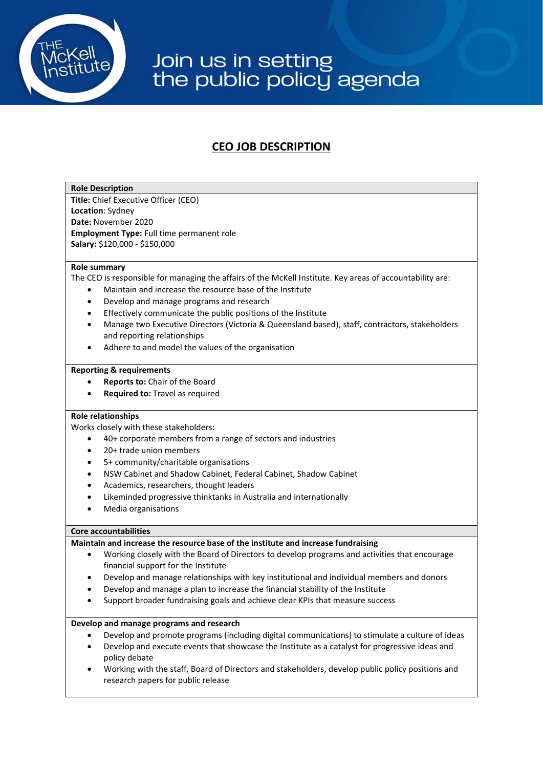# Join us in setting the public policy agenda

## CEO JOB DESCRIPTION

### Role Description

**Title:** Chief Executive Officer (CEO)
**Location**: Sydney
**Date:** November 2020
**Employment Type:** Full time permanent role
**Salary:** $120,000 - $150,000

### Role summary

The CEO is responsible for managing the affairs of the McKell Institute. Key areas of accountability are:

- Maintain and increase the resource base of the Institute
- Develop and manage programs and research
- Effectively communicate the public positions of the Institute
- Manage two Executive Directors (Victoria & Queensland based), staff, contractors, stakeholders and reporting relationships
- Adhere to and model the values of the organisation

### Reporting & requirements

- **Reports to:** Chair of the Board
- **Required to:** Travel as required

### Role relationships

Works closely with these stakeholders:

- 40+ corporate members from a range of sectors and industries
- 20+ trade union members
- 5+ community/charitable organisations
- NSW Cabinet and Shadow Cabinet, Federal Cabinet, Shadow Cabinet
- Academics, researchers, thought leaders
- Likeminded progressive thinktanks in Australia and internationally
- Media organisations

### Core accountabilities

**Maintain and increase the resource base of the institute and increase fundraising**

- Working closely with the Board of Directors to develop programs and activities that encourage financial support for the Institute
- Develop and manage relationships with key institutional and individual members and donors
- Develop and manage a plan to increase the financial stability of the Institute
- Support broader fundraising goals and achieve clear KPIs that measure success

**Develop and manage programs and research**

- Develop and promote programs (including digital communications) to stimulate a culture of ideas
- Develop and execute events that showcase the Institute as a catalyst for progressive ideas and policy debate
- Working with the staff, Board of Directors and stakeholders, develop public policy positions and research papers for public release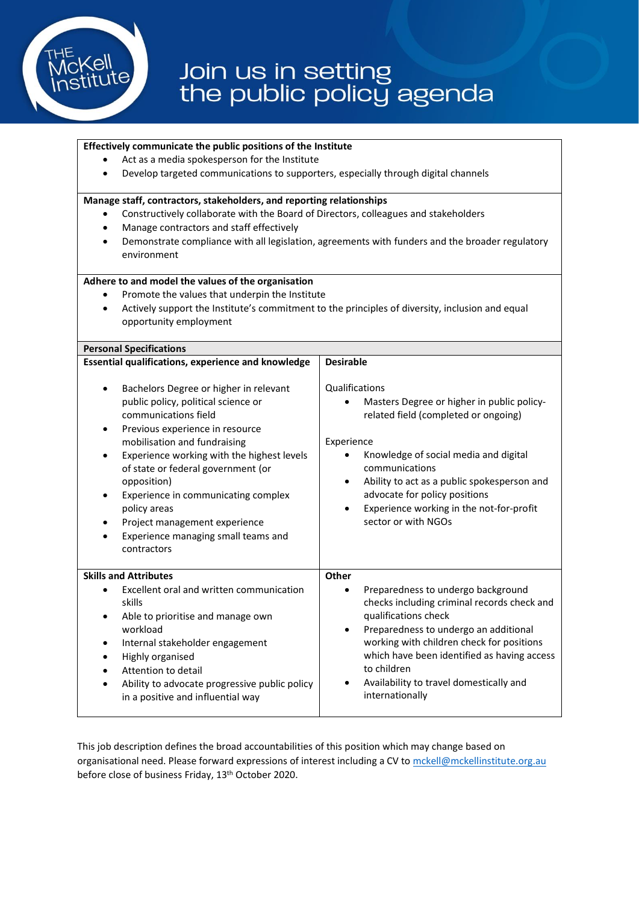# Join us in setting the public policy agenda

**Effectively communicate the public positions of the Institute**

- Act as a media spokesperson for the Institute
- Develop targeted communications to supporters, especially through digital channels

**Manage staff, contractors, stakeholders, and reporting relationships**

- Constructively collaborate with the Board of Directors, colleagues and stakeholders
- Manage contractors and staff effectively
- Demonstrate compliance with all legislation, agreements with funders and the broader regulatory environment

**Adhere to and model the values of the organisation**

- Promote the values that underpin the Institute
- Actively support the Institute's commitment to the principles of diversity, inclusion and equal opportunity employment

**Personal Specifications**

| **Essential qualifications, experience and knowledge** | **Desirable** |
|---|---|
| • Bachelors Degree or higher in relevant public policy, political science or communications field<br>• Previous experience in resource mobilisation and fundraising<br>• Experience working with the highest levels of state or federal government (or opposition)<br>• Experience in communicating complex policy areas<br>• Project management experience<br>• Experience managing small teams and contractors | Qualifications<br>• Masters Degree or higher in public policy-related field (completed or ongoing)<br><br>Experience<br>• Knowledge of social media and digital communications<br>• Ability to act as a public spokesperson and advocate for policy positions<br>• Experience working in the not-for-profit sector or with NGOs |
| **Skills and Attributes** | **Other** |
| • Excellent oral and written communication skills<br>• Able to prioritise and manage own workload<br>• Internal stakeholder engagement<br>• Highly organised<br>• Attention to detail<br>• Ability to advocate progressive public policy in a positive and influential way | • Preparedness to undergo background checks including criminal records check and qualifications check<br>• Preparedness to undergo an additional working with children check for positions which have been identified as having access to children<br>• Availability to travel domestically and internationally |

This job description defines the broad accountabilities of this position which may change based on organisational need. Please forward expressions of interest including a CV to mckell@mckellinstitute.org.au before close of business Friday, 13th October 2020.